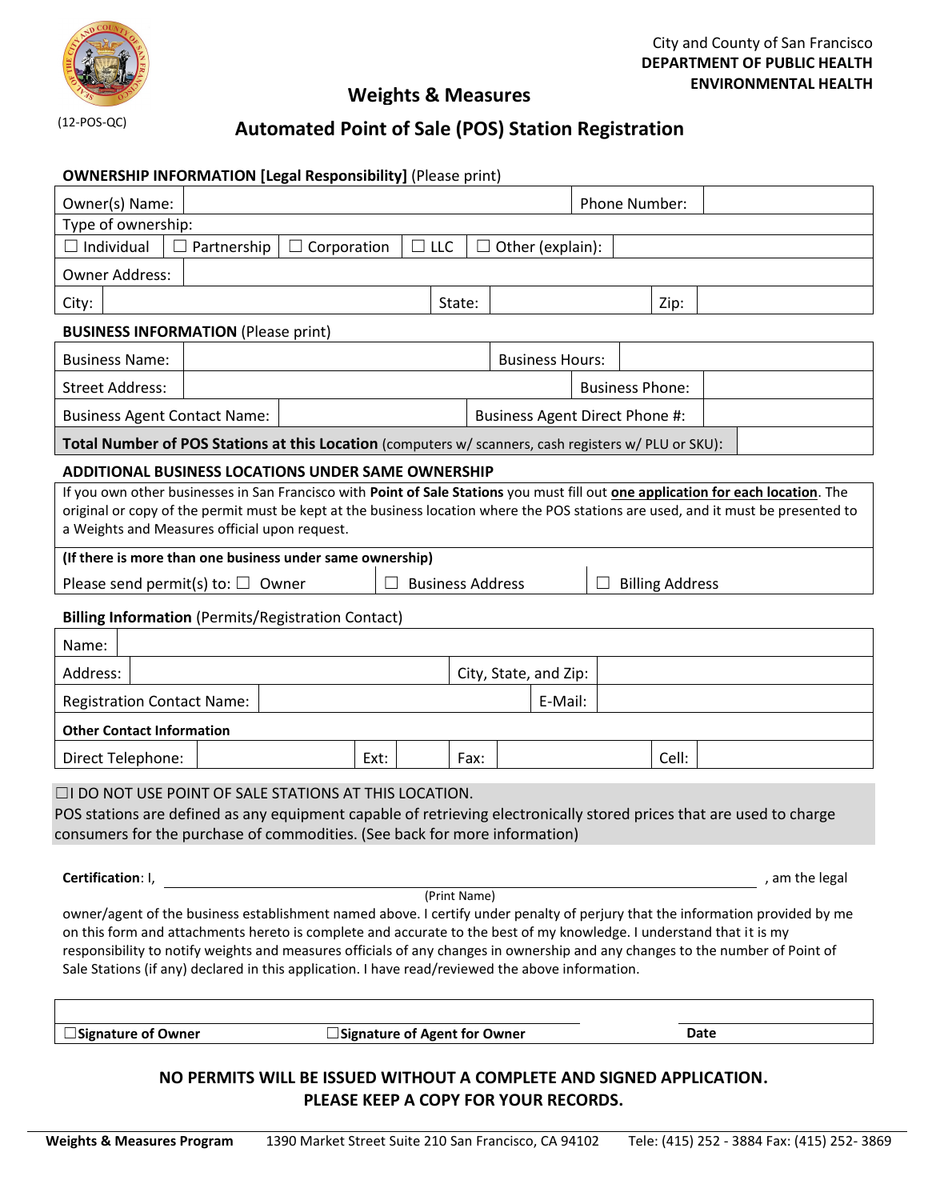City and County of San Francisco
**DEPARTMENT OF PUBLIC HEALTH**
**ENVIRONMENTAL HEALTH**

(12-POS-QC)

# Weights & Measures

## Automated Point of Sale (POS) Station Registration

**OWNERSHIP INFORMATION [Legal Responsibility]** (Please print)

| Owner(s) Name: | | Phone Number: | |
|---|---|---|---|
| Type of ownership: | | | |
| ☐ Individual ☐ Partnership ☐ Corporation ☐ LLC | ☐ Other (explain): | | |
| Owner Address: | | | |
| City: | State: | Zip: | |

**BUSINESS INFORMATION** (Please print)

| Business Name: | | Business Hours: | |
|---|---|---|---|
| Street Address: | | Business Phone: | |
| Business Agent Contact Name: | | Business Agent Direct Phone #: | |
| **Total Number of POS Stations at this Location** (computers w/ scanners, cash registers w/ PLU or SKU): | | | |

**ADDITIONAL BUSINESS LOCATIONS UNDER SAME OWNERSHIP**

If you own other businesses in San Francisco with **Point of Sale Stations** you must fill out **one application for each location**. The original or copy of the permit must be kept at the business location where the POS stations are used, and it must be presented to a Weights and Measures official upon request.

**(If there is more than one business under same ownership)**

Please send permit(s) to: ☐ Owner ☐ Business Address ☐ Billing Address

**Billing Information** (Permits/Registration Contact)

| Name: | | | | | |
|---|---|---|---|---|---|
| Address: | | City, State, and Zip: | | | |
| Registration Contact Name: | | E-Mail: | | | |
| **Other Contact Information** | | | | | |
| Direct Telephone: | | Ext: | | Fax: | Cell: |

☐I DO NOT USE POINT OF SALE STATIONS AT THIS LOCATION.
POS stations are defined as any equipment capable of retrieving electronically stored prices that are used to charge consumers for the purchase of commodities. (See back for more information)

**Certification**: I, ______________________________ (Print Name), am the legal owner/agent of the business establishment named above. I certify under penalty of perjury that the information provided by me on this form and attachments hereto is complete and accurate to the best of my knowledge. I understand that it is my responsibility to notify weights and measures officials of any changes in ownership and any changes to the number of Point of Sale Stations (if any) declared in this application. I have read/reviewed the above information.

| ☐**Signature of Owner** | ☐**Signature of Agent for Owner** | **Date** |
|---|---|---|

**NO PERMITS WILL BE ISSUED WITHOUT A COMPLETE AND SIGNED APPLICATION.**
**PLEASE KEEP A COPY FOR YOUR RECORDS.**

**Weights & Measures Program** 1390 Market Street Suite 210 San Francisco, CA 94102 Tele: (415) 252 - 3884 Fax: (415) 252- 3869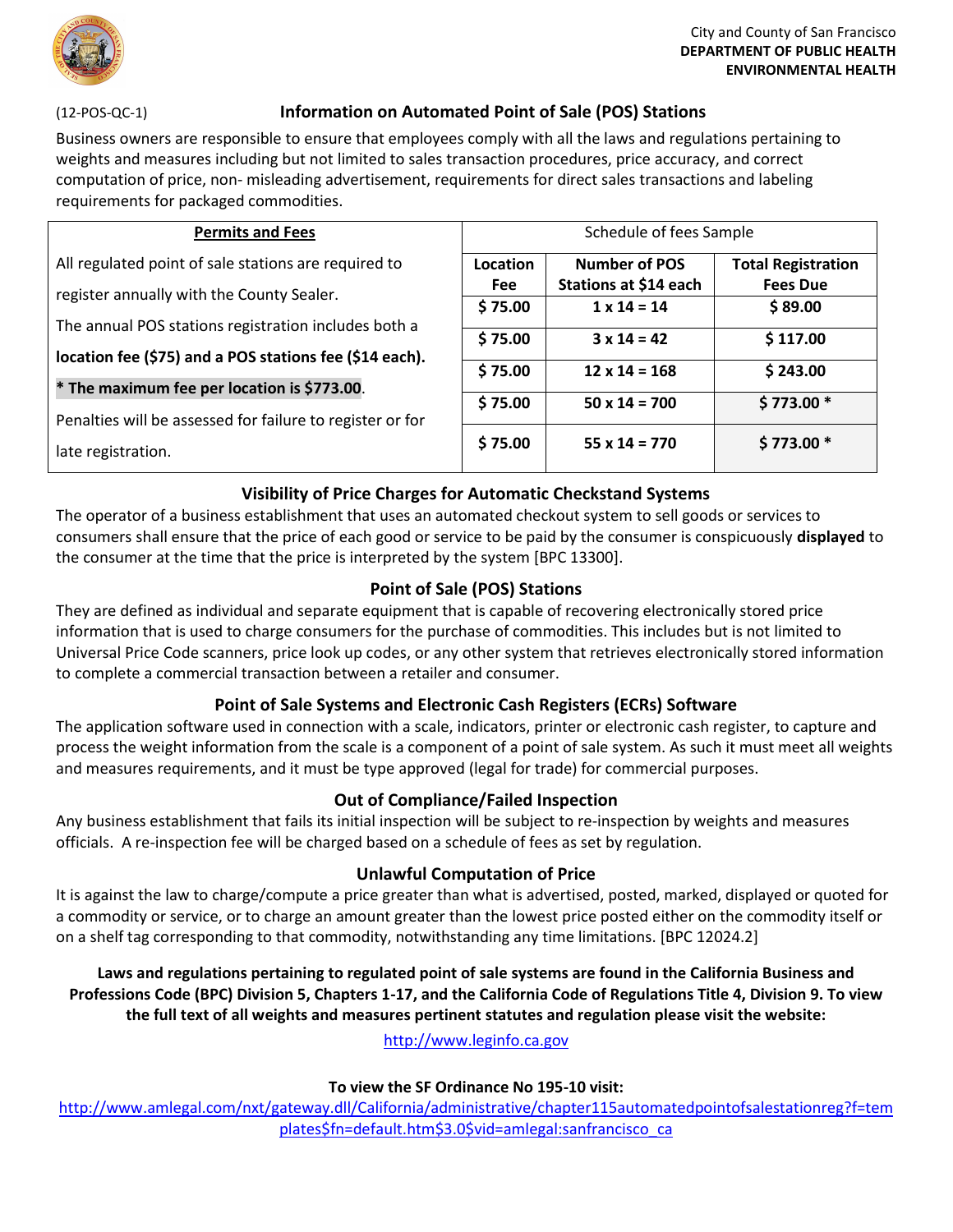City and County of San Francisco
**DEPARTMENT OF PUBLIC HEALTH**
**ENVIRONMENTAL HEALTH**

(12-POS-QC-1)

## Information on Automated Point of Sale (POS) Stations

Business owners are responsible to ensure that employees comply with all the laws and regulations pertaining to weights and measures including but not limited to sales transaction procedures, price accuracy, and correct computation of price, non- misleading advertisement, requirements for direct sales transactions and labeling requirements for packaged commodities.

**Permits and Fees**

All regulated point of sale stations are required to register annually with the County Sealer.

The annual POS stations registration includes both a **location fee ($75) and a POS stations fee ($14 each).**

*** The maximum fee per location is $773.00**.

Penalties will be assessed for failure to register or for late registration.

Schedule of fees Sample

| Location Fee | Number of POS Stations at $14 each | Total Registration Fees Due |
|---|---|---|
| $ 75.00 | 1 x 14 = 14 | $ 89.00 |
| $ 75.00 | 3 x 14 = 42 | $ 117.00 |
| $ 75.00 | 12 x 14 = 168 | $ 243.00 |
| $ 75.00 | 50 x 14 = 700 | $ 773.00 * |
| $ 75.00 | 55 x 14 = 770 | $ 773.00 * |

### Visibility of Price Charges for Automatic Checkstand Systems

The operator of a business establishment that uses an automated checkout system to sell goods or services to consumers shall ensure that the price of each good or service to be paid by the consumer is conspicuously **displayed** to the consumer at the time that the price is interpreted by the system [BPC 13300].

### Point of Sale (POS) Stations

They are defined as individual and separate equipment that is capable of recovering electronically stored price information that is used to charge consumers for the purchase of commodities. This includes but is not limited to Universal Price Code scanners, price look up codes, or any other system that retrieves electronically stored information to complete a commercial transaction between a retailer and consumer.

### Point of Sale Systems and Electronic Cash Registers (ECRs) Software

The application software used in connection with a scale, indicators, printer or electronic cash register, to capture and process the weight information from the scale is a component of a point of sale system. As such it must meet all weights and measures requirements, and it must be type approved (legal for trade) for commercial purposes.

### Out of Compliance/Failed Inspection

Any business establishment that fails its initial inspection will be subject to re-inspection by weights and measures officials. A re-inspection fee will be charged based on a schedule of fees as set by regulation.

### Unlawful Computation of Price

It is against the law to charge/compute a price greater than what is advertised, posted, marked, displayed or quoted for a commodity or service, or to charge an amount greater than the lowest price posted either on the commodity itself or on a shelf tag corresponding to that commodity, notwithstanding any time limitations. [BPC 12024.2]

**Laws and regulations pertaining to regulated point of sale systems are found in the California Business and Professions Code (BPC) Division 5, Chapters 1-17, and the California Code of Regulations Title 4, Division 9. To view the full text of all weights and measures pertinent statutes and regulation please visit the website:**

http://www.leginfo.ca.gov

**To view the SF Ordinance No 195-10 visit:**

http://www.amlegal.com/nxt/gateway.dll/California/administrative/chapter115automatedpointofsalestationreg?f=templates$fn=default.htm$3.0$vid=amlegal:sanfrancisco_ca